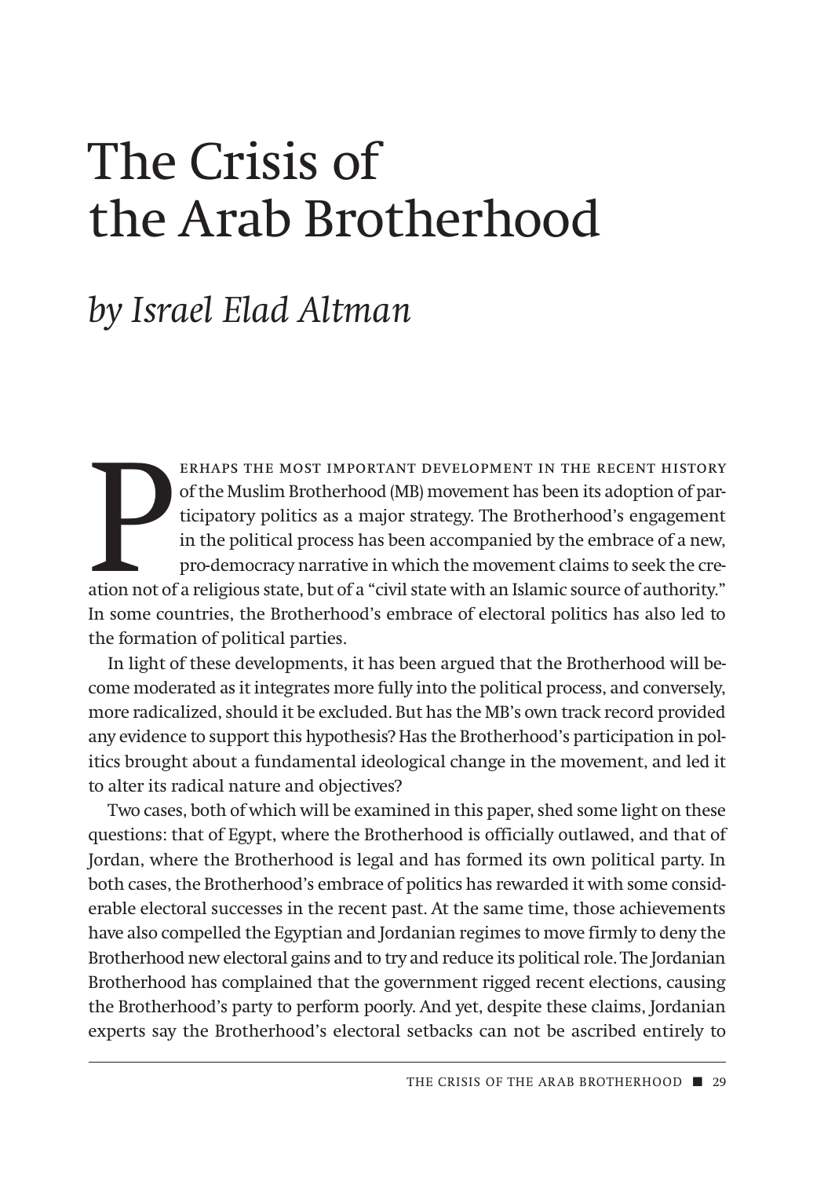# The Crisis of the Arab Brotherhood

## *by Israel Elad Altman*

Perhaps the most important development in the recent history of the Muslim Brotherhood (MB) movement has been its adoption of participatory politics as a major strategy. The Brotherhood's engagement in the political process has been accompanied by the embrace of a new, pro-democracy narrative in which the movement claims to seek the creation not of a religious state, but of a "civil state with an Islamic source of authority." In some countries, the Brotherhood's embrace of electoral politics has also led to the formation of political parties.

In light of these developments, it has been argued that the Brotherhood will become moderated as it integrates more fully into the political process, and conversely, more radicalized, should it be excluded. But has the MB's own track record provided any evidence to support this hypothesis? Has the Brotherhood's participation in politics brought about a fundamental ideological change in the movement, and led it to alter its radical nature and objectives?

Two cases, both of which will be examined in this paper, shed some light on these questions: that of Egypt, where the Brotherhood is officially outlawed, and that of Jordan, where the Brotherhood is legal and has formed its own political party. In both cases, the Brotherhood's embrace of politics has rewarded it with some considerable electoral successes in the recent past. At the same time, those achievements have also compelled the Egyptian and Jordanian regimes to move firmly to deny the Brotherhood new electoral gains and to try and reduce its political role. The Jordanian Brotherhood has complained that the government rigged recent elections, causing the Brotherhood's party to perform poorly. And yet, despite these claims, Jordanian experts say the Brotherhood's electoral setbacks can not be ascribed entirely to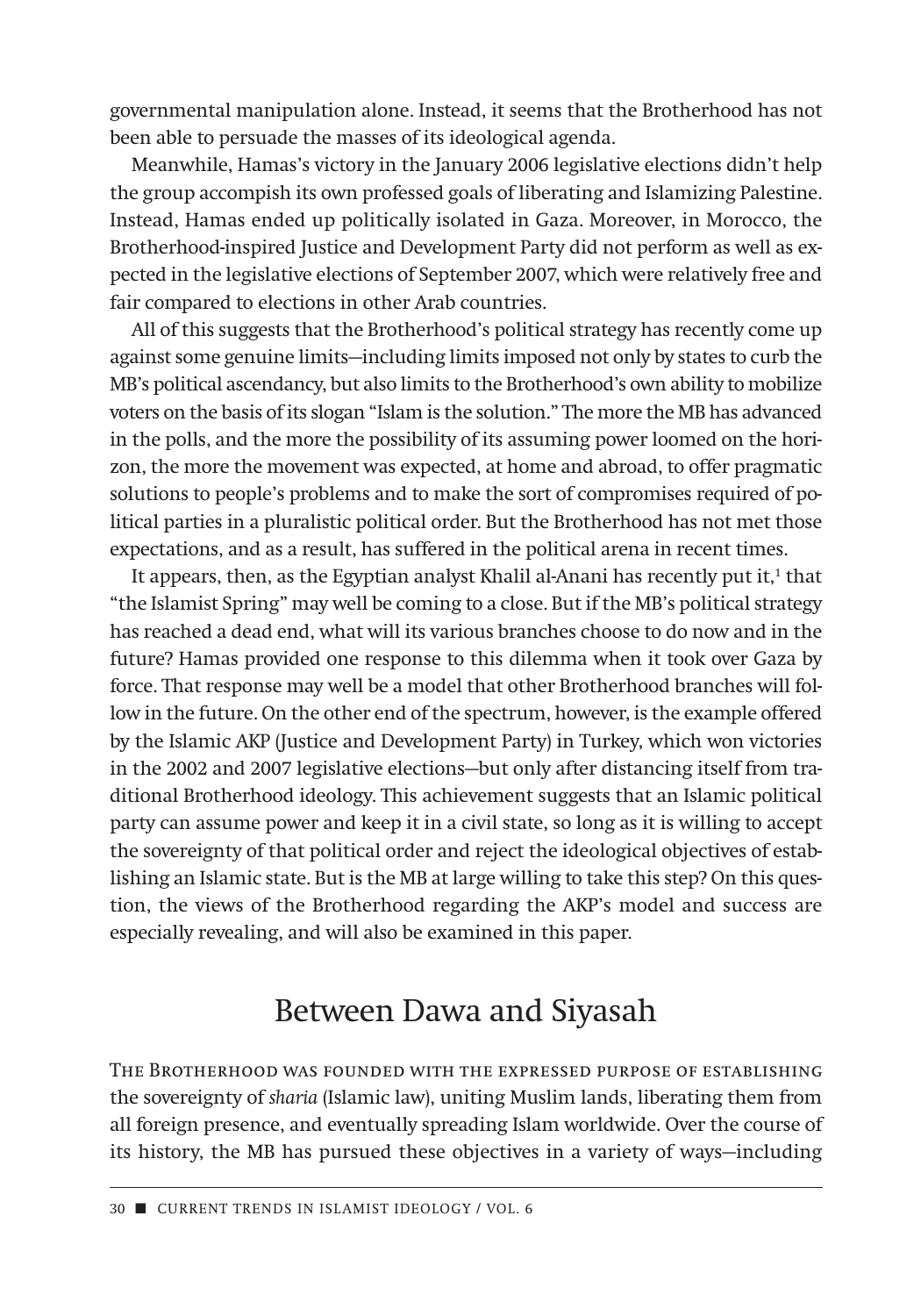governmental manipulation alone. Instead, it seems that the Brotherhood has not been able to persuade the masses of its ideological agenda.

Meanwhile, Hamas's victory in the January 2006 legislative elections didn't help the group accompish its own professed goals of liberating and Islamizing Palestine. Instead, Hamas ended up politically isolated in Gaza. Moreover, in Morocco, the Brotherhood-inspired Justice and Development Party did not perform as well as expected in the legislative elections of September 2007, which were relatively free and fair compared to elections in other Arab countries.

All of this suggests that the Brotherhood's political strategy has recently come up against some genuine limits—including limits imposed not only by states to curb the MB's political ascendancy, but also limits to the Brotherhood's own ability to mobilize voters on the basis of its slogan "Islam is the solution." The more the MB has advanced in the polls, and the more the possibility of its assuming power loomed on the horizon, the more the movement was expected, at home and abroad, to offer pragmatic solutions to people's problems and to make the sort of compromises required of political parties in a pluralistic political order. But the Brotherhood has not met those expectations, and as a result, has suffered in the political arena in recent times.

It appears, then, as the Egyptian analyst Khalil al-Anani has recently put it,[1] that "the Islamist Spring" may well be coming to a close. But if the MB's political strategy has reached a dead end, what will its various branches choose to do now and in the future? Hamas provided one response to this dilemma when it took over Gaza by force. That response may well be a model that other Brotherhood branches will follow in the future. On the other end of the spectrum, however, is the example offered by the Islamic AKP (Justice and Development Party) in Turkey, which won victories in the 2002 and 2007 legislative elections—but only after distancing itself from traditional Brotherhood ideology. This achievement suggests that an Islamic political party can assume power and keep it in a civil state, so long as it is willing to accept the sovereignty of that political order and reject the ideological objectives of establishing an Islamic state. But is the MB at large willing to take this step? On this question, the views of the Brotherhood regarding the AKP's model and success are especially revealing, and will also be examined in this paper.

## Between Dawa and Siyasah

The Brotherhood was founded with the expressed purpose of establishing the sovereignty of *sharia* (Islamic law), uniting Muslim lands, liberating them from all foreign presence, and eventually spreading Islam worldwide. Over the course of its history, the MB has pursued these objectives in a variety of ways—including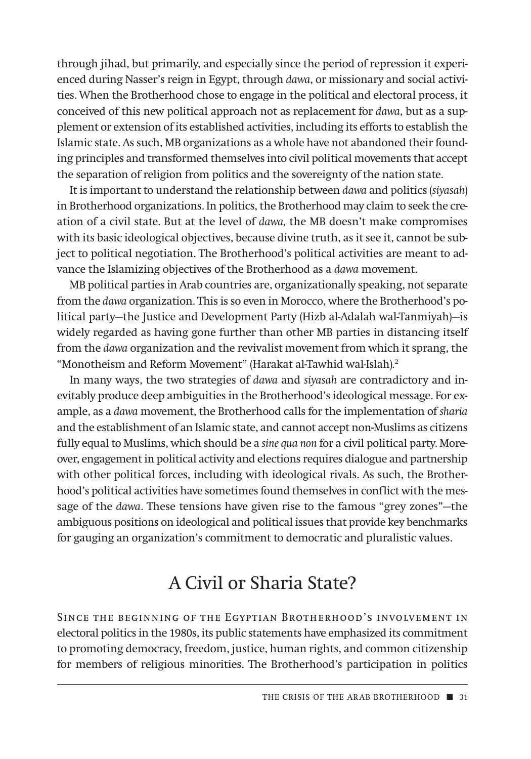through jihad, but primarily, and especially since the period of repression it experienced during Nasser's reign in Egypt, through *dawa*, or missionary and social activities. When the Brotherhood chose to engage in the political and electoral process, it conceived of this new political approach not as replacement for *dawa*, but as a supplement or extension of its established activities, including its efforts to establish the Islamic state. As such, MB organizations as a whole have not abandoned their founding principles and transformed themselves into civil political movements that accept the separation of religion from politics and the sovereignty of the nation state.

It is important to understand the relationship between *dawa* and politics (*siyasah*) in Brotherhood organizations. In politics, the Brotherhood may claim to seek the creation of a civil state. But at the level of *dawa,* the MB doesn't make compromises with its basic ideological objectives, because divine truth, as it see it, cannot be subject to political negotiation. The Brotherhood's political activities are meant to advance the Islamizing objectives of the Brotherhood as a *dawa* movement.

MB political parties in Arab countries are, organizationally speaking, not separate from the *dawa* organization. This is so even in Morocco, where the Brotherhood's political party—the Justice and Development Party (Hizb al-Adalah wal-Tanmiyah)—is widely regarded as having gone further than other MB parties in distancing itself from the *dawa* organization and the revivalist movement from which it sprang, the "Monotheism and Reform Movement" (Harakat al-Tawhid wal-Islah).[2]

In many ways, the two strategies of *dawa* and *siyasah* are contradictory and inevitably produce deep ambiguities in the Brotherhood's ideological message. For example, as a *dawa* movement, the Brotherhood calls for the implementation of *sharia* and the establishment of an Islamic state, and cannot accept non-Muslims as citizens fully equal to Muslims, which should be a *sine qua non* for a civil political party. Moreover, engagement in political activity and elections requires dialogue and partnership with other political forces, including with ideological rivals. As such, the Brotherhood's political activities have sometimes found themselves in conflict with the message of the *dawa*. These tensions have given rise to the famous "grey zones"—the ambiguous positions on ideological and political issues that provide key benchmarks for gauging an organization's commitment to democratic and pluralistic values.

## A Civil or Sharia State?

Since the beginning of the Egyptian Brotherhood's involvement in electoral politics in the 1980s, its public statements have emphasized its commitment to promoting democracy, freedom, justice, human rights, and common citizenship for members of religious minorities. The Brotherhood's participation in politics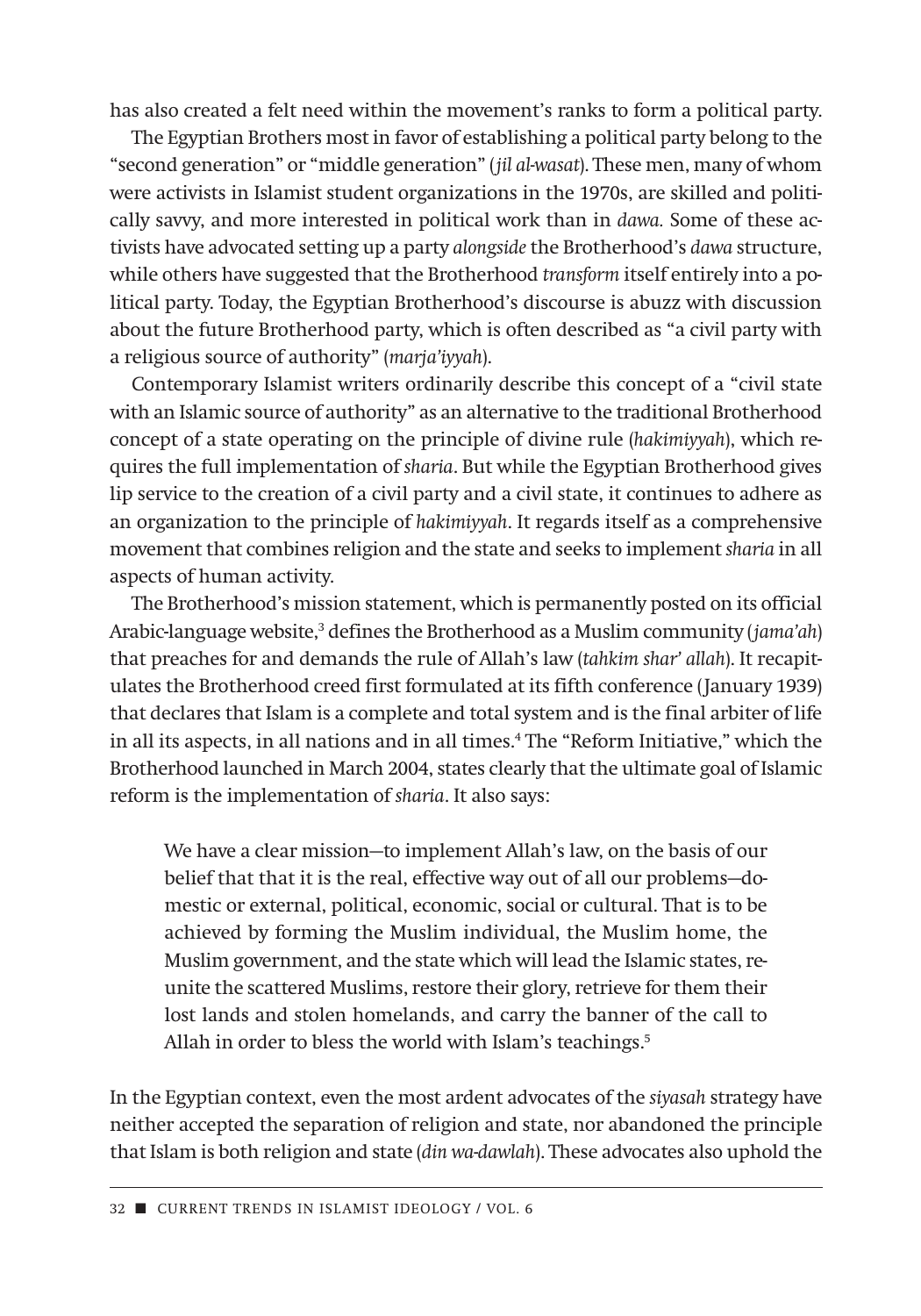has also created a felt need within the movement's ranks to form a political party.

The Egyptian Brothers most in favor of establishing a political party belong to the "second generation" or "middle generation" (*jil al-wasat*). These men, many of whom were activists in Islamist student organizations in the 1970s, are skilled and politically savvy, and more interested in political work than in *dawa.* Some of these activists have advocated setting up a party *alongside* the Brotherhood's *dawa* structure, while others have suggested that the Brotherhood *transform* itself entirely into a political party. Today, the Egyptian Brotherhood's discourse is abuzz with discussion about the future Brotherhood party, which is often described as "a civil party with a religious source of authority" (*marja'iyyah*).

Contemporary Islamist writers ordinarily describe this concept of a "civil state with an Islamic source of authority" as an alternative to the traditional Brotherhood concept of a state operating on the principle of divine rule (*hakimiyyah*), which requires the full implementation of *sharia*. But while the Egyptian Brotherhood gives lip service to the creation of a civil party and a civil state, it continues to adhere as an organization to the principle of *hakimiyyah*. It regards itself as a comprehensive movement that combines religion and the state and seeks to implement *sharia* in all aspects of human activity.

The Brotherhood's mission statement, which is permanently posted on its official Arabic-language website,[3] defines the Brotherhood as a Muslim community (*jama'ah*) that preaches for and demands the rule of Allah's law (*tahkim shar' allah*). It recapitulates the Brotherhood creed first formulated at its fifth conference (January 1939) that declares that Islam is a complete and total system and is the final arbiter of life in all its aspects, in all nations and in all times.[4] The "Reform Initiative," which the Brotherhood launched in March 2004, states clearly that the ultimate goal of Islamic reform is the implementation of *sharia*. It also says:

> We have a clear mission—to implement Allah's law, on the basis of our belief that that it is the real, effective way out of all our problems—domestic or external, political, economic, social or cultural. That is to be achieved by forming the Muslim individual, the Muslim home, the Muslim government, and the state which will lead the Islamic states, reunite the scattered Muslims, restore their glory, retrieve for them their lost lands and stolen homelands, and carry the banner of the call to Allah in order to bless the world with Islam's teachings.[5]

In the Egyptian context, even the most ardent advocates of the *siyasah* strategy have neither accepted the separation of religion and state, nor abandoned the principle that Islam is both religion and state (*din wa-dawlah*). These advocates also uphold the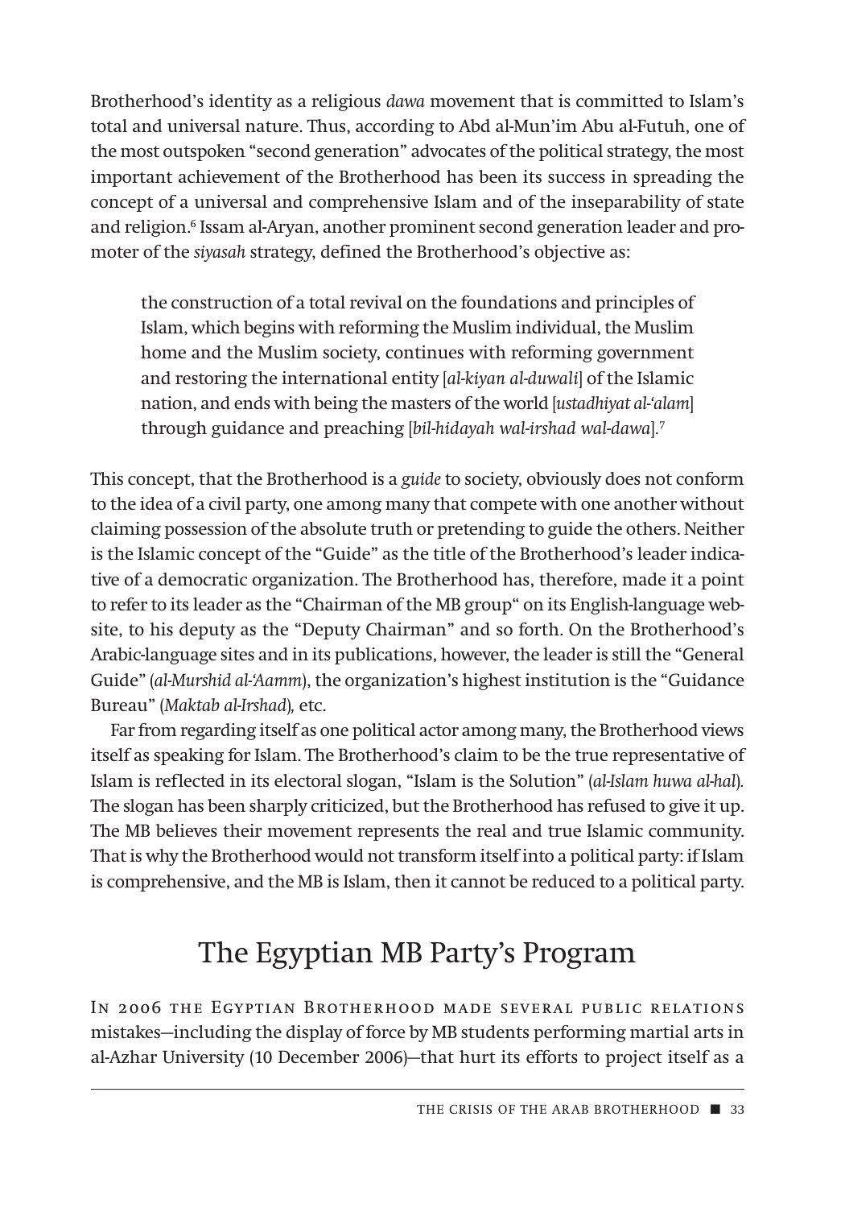Brotherhood's identity as a religious *dawa* movement that is committed to Islam's total and universal nature. Thus, according to Abd al-Mun'im Abu al-Futuh, one of the most outspoken "second generation" advocates of the political strategy, the most important achievement of the Brotherhood has been its success in spreading the concept of a universal and comprehensive Islam and of the inseparability of state and religion.[6] Issam al-Aryan, another prominent second generation leader and promoter of the *siyasah* strategy, defined the Brotherhood's objective as:

> the construction of a total revival on the foundations and principles of Islam, which begins with reforming the Muslim individual, the Muslim home and the Muslim society, continues with reforming government and restoring the international entity [*al-kiyan al-duwali*] of the Islamic nation, and ends with being the masters of the world [*ustadhiyat al-'alam*] through guidance and preaching [*bil-hidayah wal-irshad wal-dawa*].[7]

This concept, that the Brotherhood is a *guide* to society, obviously does not conform to the idea of a civil party, one among many that compete with one another without claiming possession of the absolute truth or pretending to guide the others. Neither is the Islamic concept of the "Guide" as the title of the Brotherhood's leader indicative of a democratic organization. The Brotherhood has, therefore, made it a point to refer to its leader as the "Chairman of the MB group" on its English-language website, to his deputy as the "Deputy Chairman" and so forth. On the Brotherhood's Arabic-language sites and in its publications, however, the leader is still the "General Guide" (*al-Murshid al-'Aamm*), the organization's highest institution is the "Guidance Bureau" (*Maktab al-Irshad*), etc.

Far from regarding itself as one political actor among many, the Brotherhood views itself as speaking for Islam. The Brotherhood's claim to be the true representative of Islam is reflected in its electoral slogan, "Islam is the Solution" (*al-Islam huwa al-hal*). The slogan has been sharply criticized, but the Brotherhood has refused to give it up. The MB believes their movement represents the real and true Islamic community. That is why the Brotherhood would not transform itself into a political party: if Islam is comprehensive, and the MB is Islam, then it cannot be reduced to a political party.

## The Egyptian MB Party's Program

In 2006 the Egyptian Brotherhood made several public relations mistakes—including the display of force by MB students performing martial arts in al-Azhar University (10 December 2006)—that hurt its efforts to project itself as a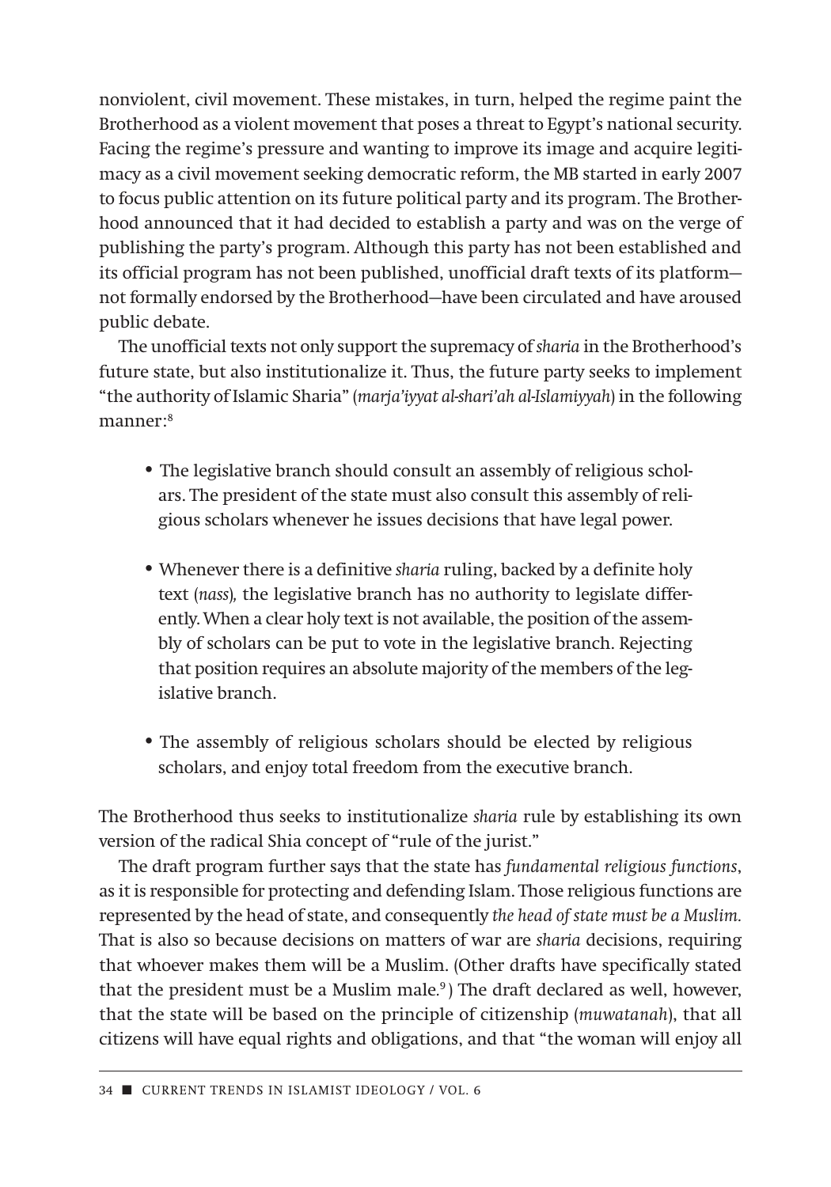nonviolent, civil movement. These mistakes, in turn, helped the regime paint the Brotherhood as a violent movement that poses a threat to Egypt's national security. Facing the regime's pressure and wanting to improve its image and acquire legitimacy as a civil movement seeking democratic reform, the MB started in early 2007 to focus public attention on its future political party and its program. The Brotherhood announced that it had decided to establish a party and was on the verge of publishing the party's program. Although this party has not been established and its official program has not been published, unofficial draft texts of its platform—not formally endorsed by the Brotherhood—have been circulated and have aroused public debate.

The unofficial texts not only support the supremacy of *sharia* in the Brotherhood's future state, but also institutionalize it. Thus, the future party seeks to implement "the authority of Islamic Sharia" (*marja'iyyat al-shari'ah al-Islamiyyah*) in the following manner:[8]

- The legislative branch should consult an assembly of religious scholars. The president of the state must also consult this assembly of religious scholars whenever he issues decisions that have legal power.
- Whenever there is a definitive *sharia* ruling, backed by a definite holy text (*nass*), the legislative branch has no authority to legislate differently. When a clear holy text is not available, the position of the assembly of scholars can be put to vote in the legislative branch. Rejecting that position requires an absolute majority of the members of the legislative branch.
- The assembly of religious scholars should be elected by religious scholars, and enjoy total freedom from the executive branch.

The Brotherhood thus seeks to institutionalize *sharia* rule by establishing its own version of the radical Shia concept of "rule of the jurist."

The draft program further says that the state has *fundamental religious functions*, as it is responsible for protecting and defending Islam. Those religious functions are represented by the head of state, and consequently *the head of state must be a Muslim.* That is also so because decisions on matters of war are *sharia* decisions, requiring that whoever makes them will be a Muslim. (Other drafts have specifically stated that the president must be a Muslim male.[9]) The draft declared as well, however, that the state will be based on the principle of citizenship (*muwatanah*), that all citizens will have equal rights and obligations, and that "the woman will enjoy all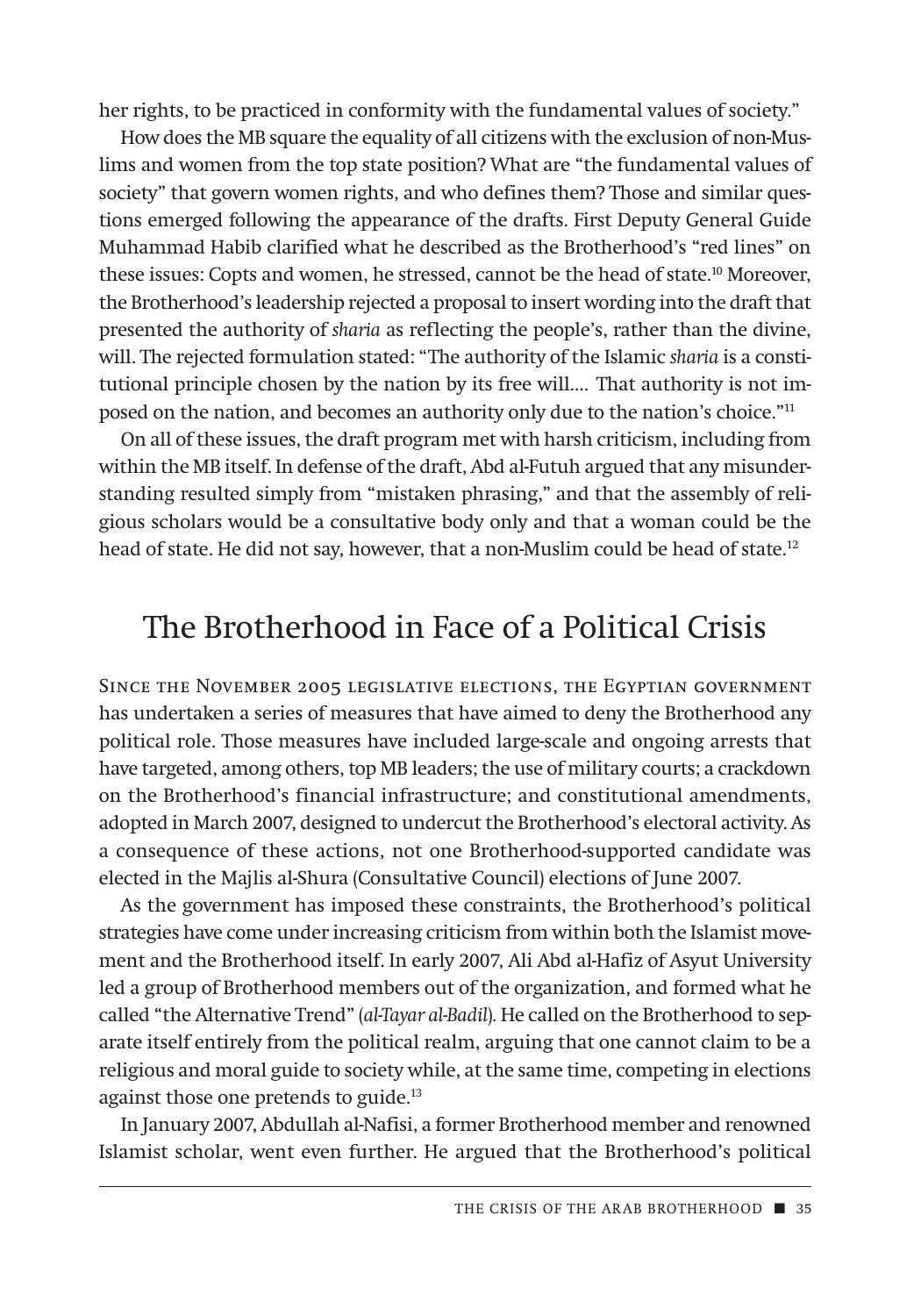her rights, to be practiced in conformity with the fundamental values of society."

How does the MB square the equality of all citizens with the exclusion of non-Muslims and women from the top state position? What are "the fundamental values of society" that govern women rights, and who defines them? Those and similar questions emerged following the appearance of the drafts. First Deputy General Guide Muhammad Habib clarified what he described as the Brotherhood's "red lines" on these issues: Copts and women, he stressed, cannot be the head of state.[10] Moreover, the Brotherhood's leadership rejected a proposal to insert wording into the draft that presented the authority of *sharia* as reflecting the people's, rather than the divine, will. The rejected formulation stated: "The authority of the Islamic *sharia* is a constitutional principle chosen by the nation by its free will.... That authority is not imposed on the nation, and becomes an authority only due to the nation's choice."[11]

On all of these issues, the draft program met with harsh criticism, including from within the MB itself. In defense of the draft, Abd al-Futuh argued that any misunderstanding resulted simply from "mistaken phrasing," and that the assembly of religious scholars would be a consultative body only and that a woman could be the head of state. He did not say, however, that a non-Muslim could be head of state.[12]

## The Brotherhood in Face of a Political Crisis

Since the November 2005 legislative elections, the Egyptian government has undertaken a series of measures that have aimed to deny the Brotherhood any political role. Those measures have included large-scale and ongoing arrests that have targeted, among others, top MB leaders; the use of military courts; a crackdown on the Brotherhood's financial infrastructure; and constitutional amendments, adopted in March 2007, designed to undercut the Brotherhood's electoral activity. As a consequence of these actions, not one Brotherhood-supported candidate was elected in the Majlis al-Shura (Consultative Council) elections of June 2007.

As the government has imposed these constraints, the Brotherhood's political strategies have come under increasing criticism from within both the Islamist movement and the Brotherhood itself. In early 2007, Ali Abd al-Hafiz of Asyut University led a group of Brotherhood members out of the organization, and formed what he called "the Alternative Trend" (*al-Tayar al-Badil*). He called on the Brotherhood to separate itself entirely from the political realm, arguing that one cannot claim to be a religious and moral guide to society while, at the same time, competing in elections against those one pretends to guide.[13]

In January 2007, Abdullah al-Nafisi, a former Brotherhood member and renowned Islamist scholar, went even further. He argued that the Brotherhood's political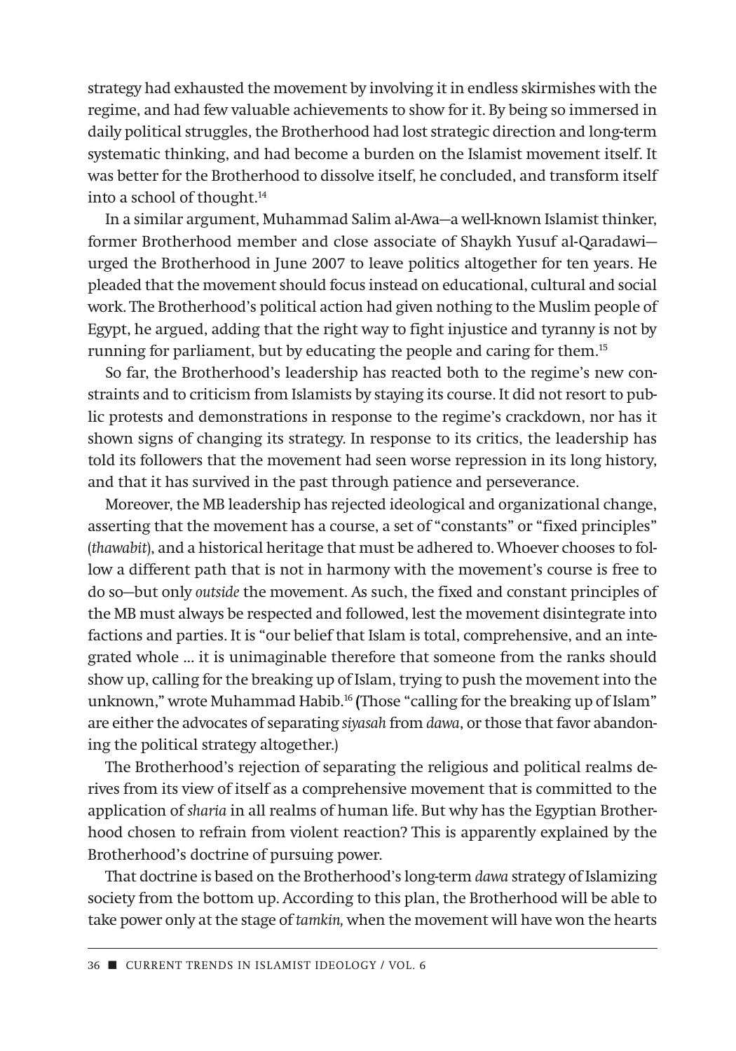strategy had exhausted the movement by involving it in endless skirmishes with the regime, and had few valuable achievements to show for it. By being so immersed in daily political struggles, the Brotherhood had lost strategic direction and long-term systematic thinking, and had become a burden on the Islamist movement itself. It was better for the Brotherhood to dissolve itself, he concluded, and transform itself into a school of thought.[14]

In a similar argument, Muhammad Salim al-Awa—a well-known Islamist thinker, former Brotherhood member and close associate of Shaykh Yusuf al-Qaradawi—urged the Brotherhood in June 2007 to leave politics altogether for ten years. He pleaded that the movement should focus instead on educational, cultural and social work. The Brotherhood's political action had given nothing to the Muslim people of Egypt, he argued, adding that the right way to fight injustice and tyranny is not by running for parliament, but by educating the people and caring for them.[15]

So far, the Brotherhood's leadership has reacted both to the regime's new constraints and to criticism from Islamists by staying its course. It did not resort to public protests and demonstrations in response to the regime's crackdown, nor has it shown signs of changing its strategy. In response to its critics, the leadership has told its followers that the movement had seen worse repression in its long history, and that it has survived in the past through patience and perseverance.

Moreover, the MB leadership has rejected ideological and organizational change, asserting that the movement has a course, a set of "constants" or "fixed principles" (*thawabit*), and a historical heritage that must be adhered to. Whoever chooses to follow a different path that is not in harmony with the movement's course is free to do so—but only *outside* the movement. As such, the fixed and constant principles of the MB must always be respected and followed, lest the movement disintegrate into factions and parties. It is "our belief that Islam is total, comprehensive, and an integrated whole ... it is unimaginable therefore that someone from the ranks should show up, calling for the breaking up of Islam, trying to push the movement into the unknown," wrote Muhammad Habib.[16] (Those "calling for the breaking up of Islam" are either the advocates of separating *siyasah* from *dawa*, or those that favor abandoning the political strategy altogether.)

The Brotherhood's rejection of separating the religious and political realms derives from its view of itself as a comprehensive movement that is committed to the application of *sharia* in all realms of human life. But why has the Egyptian Brotherhood chosen to refrain from violent reaction? This is apparently explained by the Brotherhood's doctrine of pursuing power.

That doctrine is based on the Brotherhood's long-term *dawa* strategy of Islamizing society from the bottom up. According to this plan, the Brotherhood will be able to take power only at the stage of *tamkin,* when the movement will have won the hearts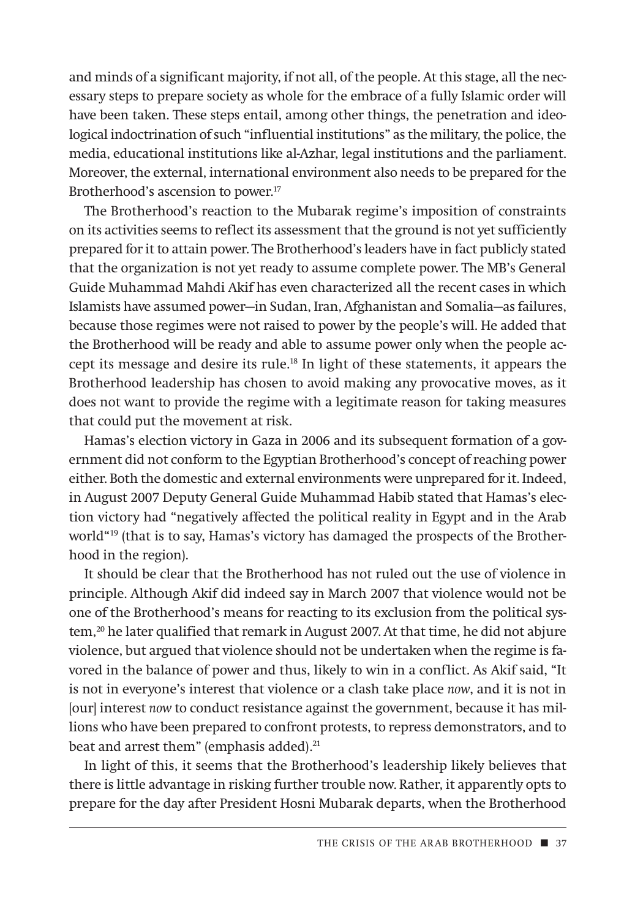and minds of a significant majority, if not all, of the people. At this stage, all the necessary steps to prepare society as whole for the embrace of a fully Islamic order will have been taken. These steps entail, among other things, the penetration and ideological indoctrination of such "influential institutions" as the military, the police, the media, educational institutions like al-Azhar, legal institutions and the parliament. Moreover, the external, international environment also needs to be prepared for the Brotherhood's ascension to power.[17]

The Brotherhood's reaction to the Mubarak regime's imposition of constraints on its activities seems to reflect its assessment that the ground is not yet sufficiently prepared for it to attain power. The Brotherhood's leaders have in fact publicly stated that the organization is not yet ready to assume complete power. The MB's General Guide Muhammad Mahdi Akif has even characterized all the recent cases in which Islamists have assumed power—in Sudan, Iran, Afghanistan and Somalia—as failures, because those regimes were not raised to power by the people's will. He added that the Brotherhood will be ready and able to assume power only when the people accept its message and desire its rule.[18] In light of these statements, it appears the Brotherhood leadership has chosen to avoid making any provocative moves, as it does not want to provide the regime with a legitimate reason for taking measures that could put the movement at risk.

Hamas's election victory in Gaza in 2006 and its subsequent formation of a government did not conform to the Egyptian Brotherhood's concept of reaching power either. Both the domestic and external environments were unprepared for it. Indeed, in August 2007 Deputy General Guide Muhammad Habib stated that Hamas's election victory had "negatively affected the political reality in Egypt and in the Arab world"[19] (that is to say, Hamas's victory has damaged the prospects of the Brotherhood in the region).

It should be clear that the Brotherhood has not ruled out the use of violence in principle. Although Akif did indeed say in March 2007 that violence would not be one of the Brotherhood's means for reacting to its exclusion from the political system,[20] he later qualified that remark in August 2007. At that time, he did not abjure violence, but argued that violence should not be undertaken when the regime is favored in the balance of power and thus, likely to win in a conflict. As Akif said, "It is not in everyone's interest that violence or a clash take place *now*, and it is not in [our] interest *now* to conduct resistance against the government, because it has millions who have been prepared to confront protests, to repress demonstrators, and to beat and arrest them" (emphasis added).[21]

In light of this, it seems that the Brotherhood's leadership likely believes that there is little advantage in risking further trouble now. Rather, it apparently opts to prepare for the day after President Hosni Mubarak departs, when the Brotherhood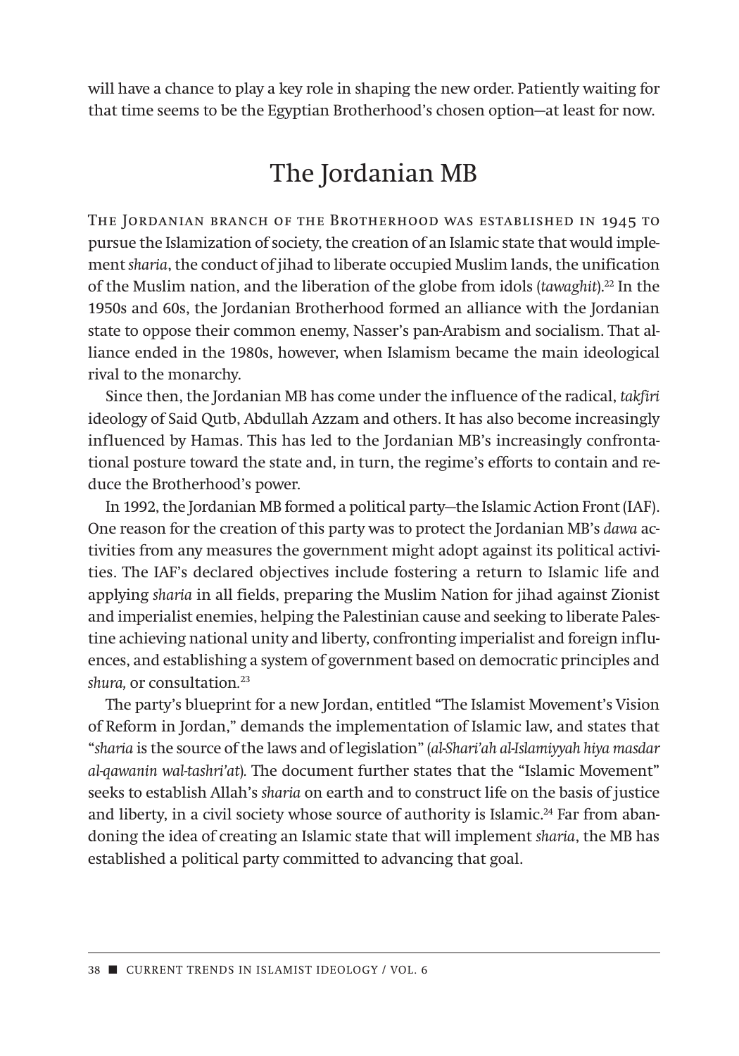will have a chance to play a key role in shaping the new order. Patiently waiting for that time seems to be the Egyptian Brotherhood's chosen option—at least for now.

## The Jordanian MB

The Jordanian branch of the Brotherhood was established in 1945 to pursue the Islamization of society, the creation of an Islamic state that would implement *sharia*, the conduct of jihad to liberate occupied Muslim lands, the unification of the Muslim nation, and the liberation of the globe from idols (*tawaghit*).[22] In the 1950s and 60s, the Jordanian Brotherhood formed an alliance with the Jordanian state to oppose their common enemy, Nasser's pan-Arabism and socialism. That alliance ended in the 1980s, however, when Islamism became the main ideological rival to the monarchy.

Since then, the Jordanian MB has come under the influence of the radical, *takfiri* ideology of Said Qutb, Abdullah Azzam and others. It has also become increasingly influenced by Hamas. This has led to the Jordanian MB's increasingly confrontational posture toward the state and, in turn, the regime's efforts to contain and reduce the Brotherhood's power.

In 1992, the Jordanian MB formed a political party—the Islamic Action Front (IAF). One reason for the creation of this party was to protect the Jordanian MB's *dawa* activities from any measures the government might adopt against its political activities. The IAF's declared objectives include fostering a return to Islamic life and applying *sharia* in all fields, preparing the Muslim Nation for jihad against Zionist and imperialist enemies, helping the Palestinian cause and seeking to liberate Palestine achieving national unity and liberty, confronting imperialist and foreign influences, and establishing a system of government based on democratic principles and *shura,* or consultation.[23]

The party's blueprint for a new Jordan, entitled "The Islamist Movement's Vision of Reform in Jordan," demands the implementation of Islamic law, and states that "*sharia* is the source of the laws and of legislation" (*al-Shari'ah al-Islamiyyah hiya masdar al-qawanin wal-tashri'at*). The document further states that the "Islamic Movement" seeks to establish Allah's *sharia* on earth and to construct life on the basis of justice and liberty, in a civil society whose source of authority is Islamic.[24] Far from abandoning the idea of creating an Islamic state that will implement *sharia*, the MB has established a political party committed to advancing that goal.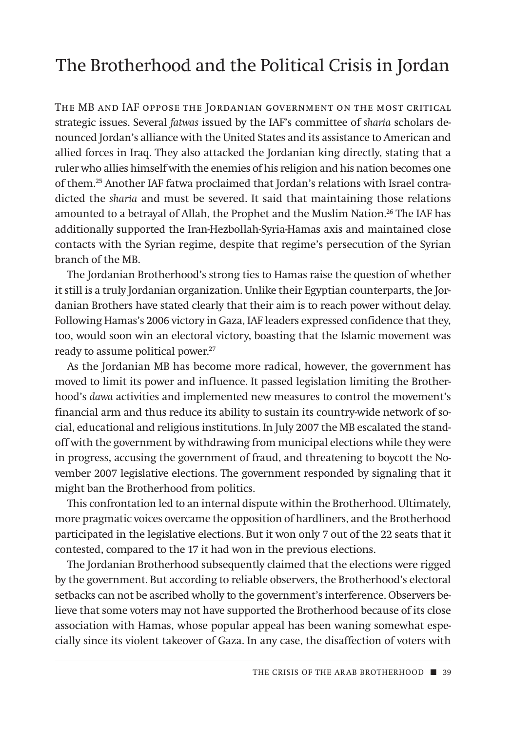## The Brotherhood and the Political Crisis in Jordan

The MB and IAF oppose the Jordanian government on the most critical strategic issues. Several *fatwas* issued by the IAF's committee of *sharia* scholars denounced Jordan's alliance with the United States and its assistance to American and allied forces in Iraq. They also attacked the Jordanian king directly, stating that a ruler who allies himself with the enemies of his religion and his nation becomes one of them.[25] Another IAF fatwa proclaimed that Jordan's relations with Israel contradicted the *sharia* and must be severed. It said that maintaining those relations amounted to a betrayal of Allah, the Prophet and the Muslim Nation.[26] The IAF has additionally supported the Iran-Hezbollah-Syria-Hamas axis and maintained close contacts with the Syrian regime, despite that regime's persecution of the Syrian branch of the MB.

The Jordanian Brotherhood's strong ties to Hamas raise the question of whether it still is a truly Jordanian organization. Unlike their Egyptian counterparts, the Jordanian Brothers have stated clearly that their aim is to reach power without delay. Following Hamas's 2006 victory in Gaza, IAF leaders expressed confidence that they, too, would soon win an electoral victory, boasting that the Islamic movement was ready to assume political power.[27]

As the Jordanian MB has become more radical, however, the government has moved to limit its power and influence. It passed legislation limiting the Brotherhood's *dawa* activities and implemented new measures to control the movement's financial arm and thus reduce its ability to sustain its country-wide network of social, educational and religious institutions. In July 2007 the MB escalated the standoff with the government by withdrawing from municipal elections while they were in progress, accusing the government of fraud, and threatening to boycott the November 2007 legislative elections. The government responded by signaling that it might ban the Brotherhood from politics.

This confrontation led to an internal dispute within the Brotherhood. Ultimately, more pragmatic voices overcame the opposition of hardliners, and the Brotherhood participated in the legislative elections. But it won only 7 out of the 22 seats that it contested, compared to the 17 it had won in the previous elections.

The Jordanian Brotherhood subsequently claimed that the elections were rigged by the government. But according to reliable observers, the Brotherhood's electoral setbacks can not be ascribed wholly to the government's interference. Observers believe that some voters may not have supported the Brotherhood because of its close association with Hamas, whose popular appeal has been waning somewhat especially since its violent takeover of Gaza. In any case, the disaffection of voters with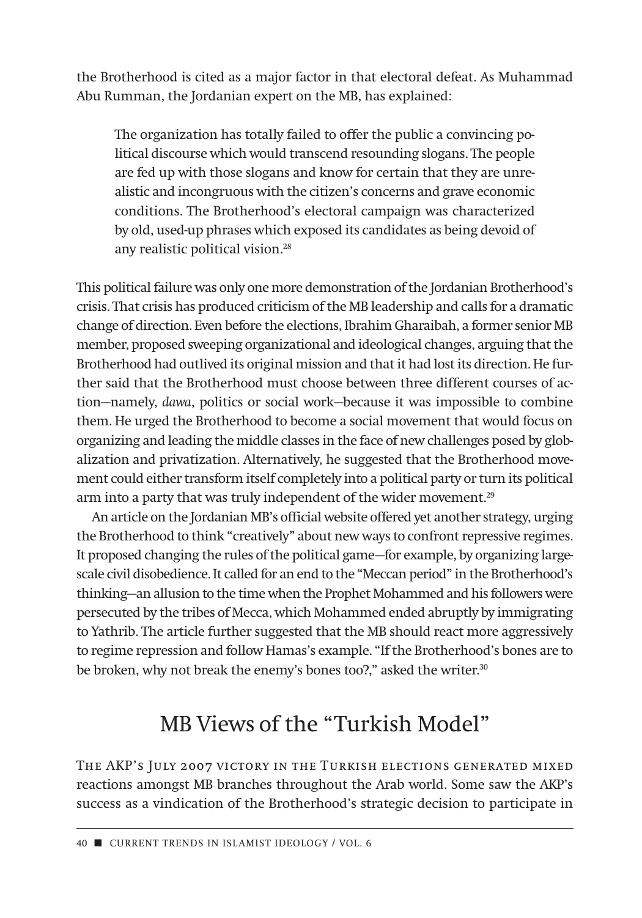the Brotherhood is cited as a major factor in that electoral defeat. As Muhammad Abu Rumman, the Jordanian expert on the MB, has explained:

> The organization has totally failed to offer the public a convincing political discourse which would transcend resounding slogans. The people are fed up with those slogans and know for certain that they are unrealistic and incongruous with the citizen's concerns and grave economic conditions. The Brotherhood's electoral campaign was characterized by old, used-up phrases which exposed its candidates as being devoid of any realistic political vision.[28]

This political failure was only one more demonstration of the Jordanian Brotherhood's crisis. That crisis has produced criticism of the MB leadership and calls for a dramatic change of direction. Even before the elections, Ibrahim Gharaibah, a former senior MB member, proposed sweeping organizational and ideological changes, arguing that the Brotherhood had outlived its original mission and that it had lost its direction. He further said that the Brotherhood must choose between three different courses of action—namely, *dawa*, politics or social work—because it was impossible to combine them. He urged the Brotherhood to become a social movement that would focus on organizing and leading the middle classes in the face of new challenges posed by globalization and privatization. Alternatively, he suggested that the Brotherhood movement could either transform itself completely into a political party or turn its political arm into a party that was truly independent of the wider movement.[29]

An article on the Jordanian MB's official website offered yet another strategy, urging the Brotherhood to think "creatively" about new ways to confront repressive regimes. It proposed changing the rules of the political game—for example, by organizing large-scale civil disobedience. It called for an end to the "Meccan period" in the Brotherhood's thinking—an allusion to the time when the Prophet Mohammed and his followers were persecuted by the tribes of Mecca, which Mohammed ended abruptly by immigrating to Yathrib. The article further suggested that the MB should react more aggressively to regime repression and follow Hamas's example. "If the Brotherhood's bones are to be broken, why not break the enemy's bones too?," asked the writer.[30]

## MB Views of the "Turkish Model"

The AKP's July 2007 victory in the Turkish elections generated mixed reactions amongst MB branches throughout the Arab world. Some saw the AKP's success as a vindication of the Brotherhood's strategic decision to participate in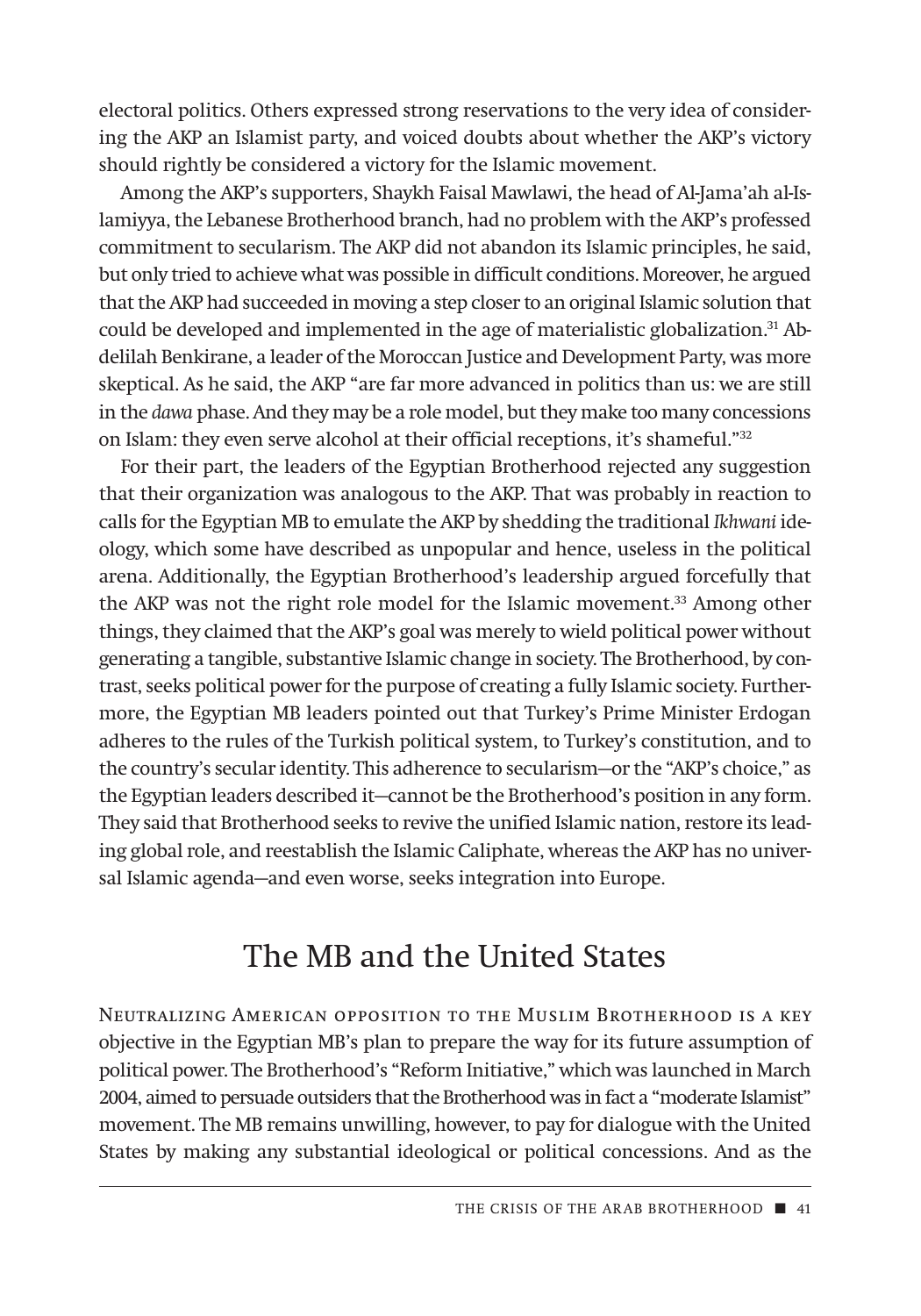electoral politics. Others expressed strong reservations to the very idea of considering the AKP an Islamist party, and voiced doubts about whether the AKP's victory should rightly be considered a victory for the Islamic movement.

Among the AKP's supporters, Shaykh Faisal Mawlawi, the head of Al-Jama'ah al-Islamiyya, the Lebanese Brotherhood branch, had no problem with the AKP's professed commitment to secularism. The AKP did not abandon its Islamic principles, he said, but only tried to achieve what was possible in difficult conditions. Moreover, he argued that the AKP had succeeded in moving a step closer to an original Islamic solution that could be developed and implemented in the age of materialistic globalization.[31] Abdelilah Benkirane, a leader of the Moroccan Justice and Development Party, was more skeptical. As he said, the AKP "are far more advanced in politics than us: we are still in the *dawa* phase. And they may be a role model, but they make too many concessions on Islam: they even serve alcohol at their official receptions, it's shameful."[32]

For their part, the leaders of the Egyptian Brotherhood rejected any suggestion that their organization was analogous to the AKP. That was probably in reaction to calls for the Egyptian MB to emulate the AKP by shedding the traditional *Ikhwani* ideology, which some have described as unpopular and hence, useless in the political arena. Additionally, the Egyptian Brotherhood's leadership argued forcefully that the AKP was not the right role model for the Islamic movement.[33] Among other things, they claimed that the AKP's goal was merely to wield political power without generating a tangible, substantive Islamic change in society. The Brotherhood, by contrast, seeks political power for the purpose of creating a fully Islamic society. Furthermore, the Egyptian MB leaders pointed out that Turkey's Prime Minister Erdogan adheres to the rules of the Turkish political system, to Turkey's constitution, and to the country's secular identity. This adherence to secularism—or the "AKP's choice," as the Egyptian leaders described it—cannot be the Brotherhood's position in any form. They said that Brotherhood seeks to revive the unified Islamic nation, restore its leading global role, and reestablish the Islamic Caliphate, whereas the AKP has no universal Islamic agenda—and even worse, seeks integration into Europe.

## The MB and the United States

Neutralizing American opposition to the Muslim Brotherhood is a key objective in the Egyptian MB's plan to prepare the way for its future assumption of political power. The Brotherhood's "Reform Initiative," which was launched in March 2004, aimed to persuade outsiders that the Brotherhood was in fact a "moderate Islamist" movement. The MB remains unwilling, however, to pay for dialogue with the United States by making any substantial ideological or political concessions. And as the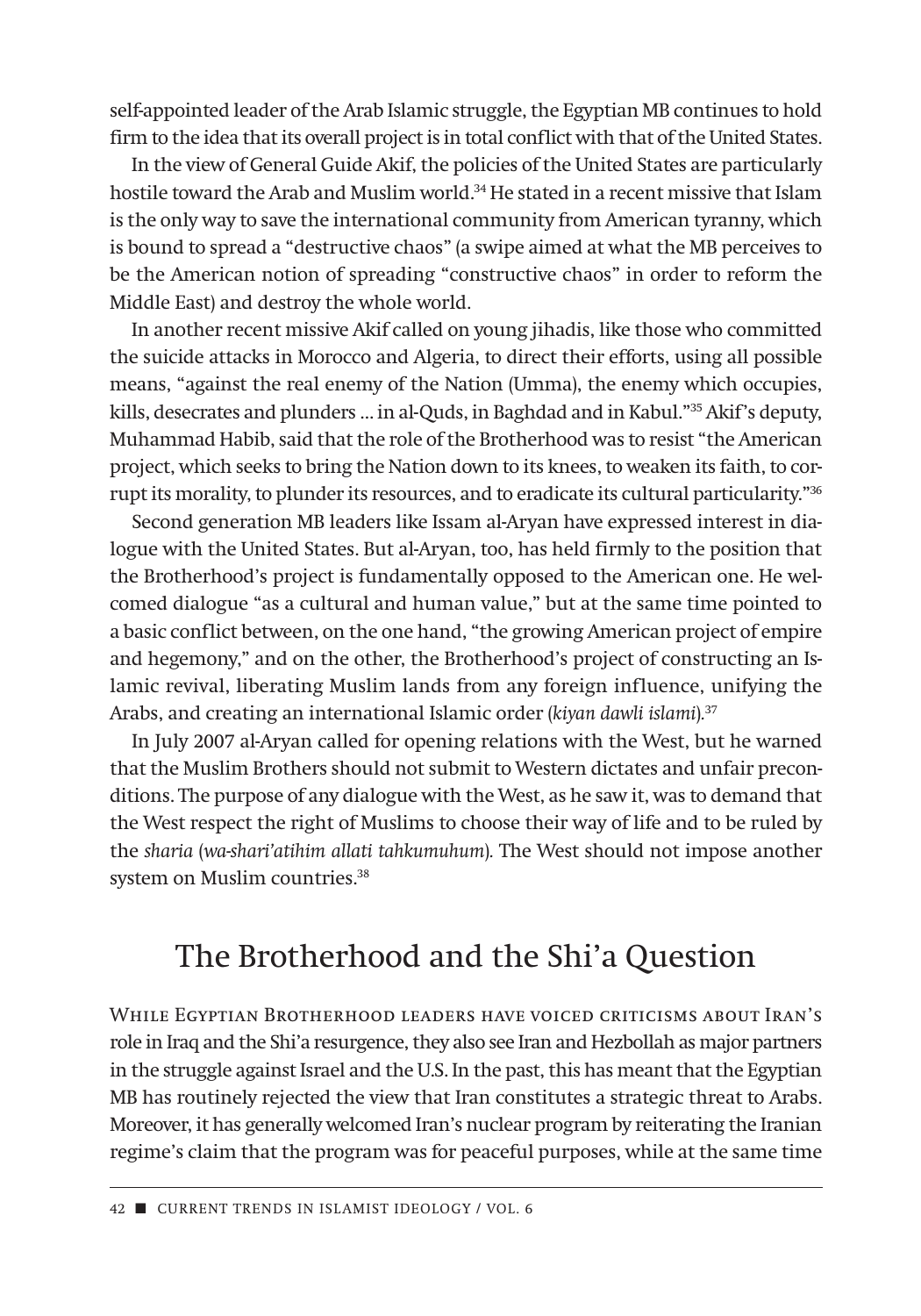self-appointed leader of the Arab Islamic struggle, the Egyptian MB continues to hold firm to the idea that its overall project is in total conflict with that of the United States.

In the view of General Guide Akif, the policies of the United States are particularly hostile toward the Arab and Muslim world.[34] He stated in a recent missive that Islam is the only way to save the international community from American tyranny, which is bound to spread a "destructive chaos" (a swipe aimed at what the MB perceives to be the American notion of spreading "constructive chaos" in order to reform the Middle East) and destroy the whole world.

In another recent missive Akif called on young jihadis, like those who committed the suicide attacks in Morocco and Algeria, to direct their efforts, using all possible means, "against the real enemy of the Nation (Umma), the enemy which occupies, kills, desecrates and plunders … in al-Quds, in Baghdad and in Kabul."[35] Akif's deputy, Muhammad Habib, said that the role of the Brotherhood was to resist "the American project, which seeks to bring the Nation down to its knees, to weaken its faith, to corrupt its morality, to plunder its resources, and to eradicate its cultural particularity."[36]

Second generation MB leaders like Issam al-Aryan have expressed interest in dialogue with the United States. But al-Aryan, too, has held firmly to the position that the Brotherhood's project is fundamentally opposed to the American one. He welcomed dialogue "as a cultural and human value," but at the same time pointed to a basic conflict between, on the one hand, "the growing American project of empire and hegemony," and on the other, the Brotherhood's project of constructing an Islamic revival, liberating Muslim lands from any foreign influence, unifying the Arabs, and creating an international Islamic order (*kiyan dawli islami*).[37]

In July 2007 al-Aryan called for opening relations with the West, but he warned that the Muslim Brothers should not submit to Western dictates and unfair preconditions. The purpose of any dialogue with the West, as he saw it, was to demand that the West respect the right of Muslims to choose their way of life and to be ruled by the *sharia* (*wa-shari'atihim allati tahkumuhum*). The West should not impose another system on Muslim countries.[38]

## The Brotherhood and the Shi'a Question

While Egyptian Brotherhood leaders have voiced criticisms about Iran's role in Iraq and the Shi'a resurgence, they also see Iran and Hezbollah as major partners in the struggle against Israel and the U.S. In the past, this has meant that the Egyptian MB has routinely rejected the view that Iran constitutes a strategic threat to Arabs. Moreover, it has generally welcomed Iran's nuclear program by reiterating the Iranian regime's claim that the program was for peaceful purposes, while at the same time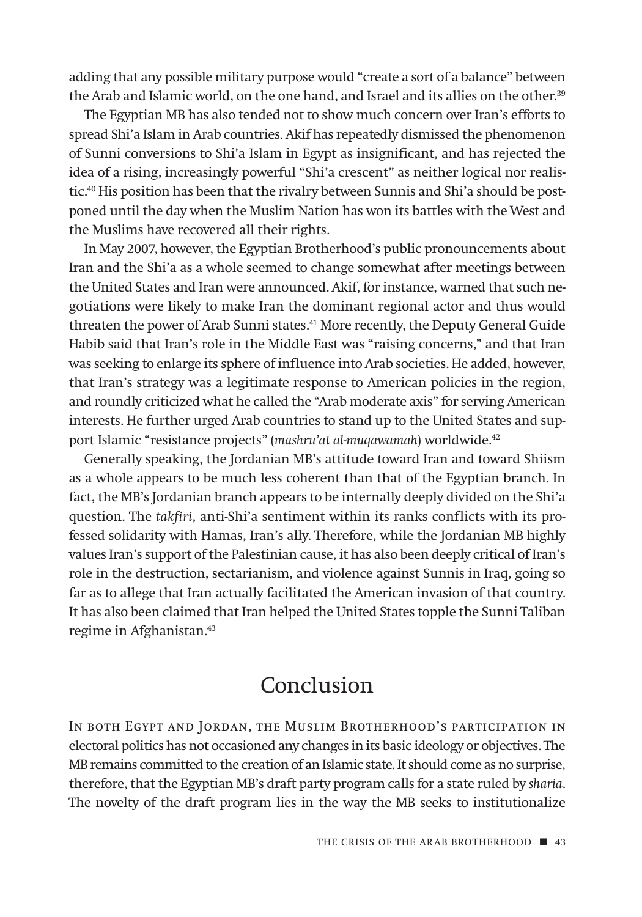adding that any possible military purpose would "create a sort of a balance" between the Arab and Islamic world, on the one hand, and Israel and its allies on the other.[39]

The Egyptian MB has also tended not to show much concern over Iran's efforts to spread Shi'a Islam in Arab countries. Akif has repeatedly dismissed the phenomenon of Sunni conversions to Shi'a Islam in Egypt as insignificant, and has rejected the idea of a rising, increasingly powerful "Shi'a crescent" as neither logical nor realistic.[40] His position has been that the rivalry between Sunnis and Shi'a should be postponed until the day when the Muslim Nation has won its battles with the West and the Muslims have recovered all their rights.

In May 2007, however, the Egyptian Brotherhood's public pronouncements about Iran and the Shi'a as a whole seemed to change somewhat after meetings between the United States and Iran were announced. Akif, for instance, warned that such negotiations were likely to make Iran the dominant regional actor and thus would threaten the power of Arab Sunni states.[41] More recently, the Deputy General Guide Habib said that Iran's role in the Middle East was "raising concerns," and that Iran was seeking to enlarge its sphere of influence into Arab societies. He added, however, that Iran's strategy was a legitimate response to American policies in the region, and roundly criticized what he called the "Arab moderate axis" for serving American interests. He further urged Arab countries to stand up to the United States and support Islamic "resistance projects" (*mashru'at al-muqawamah*) worldwide.[42]

Generally speaking, the Jordanian MB's attitude toward Iran and toward Shiism as a whole appears to be much less coherent than that of the Egyptian branch. In fact, the MB's Jordanian branch appears to be internally deeply divided on the Shi'a question. The *takfiri*, anti-Shi'a sentiment within its ranks conflicts with its professed solidarity with Hamas, Iran's ally. Therefore, while the Jordanian MB highly values Iran's support of the Palestinian cause, it has also been deeply critical of Iran's role in the destruction, sectarianism, and violence against Sunnis in Iraq, going so far as to allege that Iran actually facilitated the American invasion of that country. It has also been claimed that Iran helped the United States topple the Sunni Taliban regime in Afghanistan.[43]

# Conclusion

In both Egypt and Jordan, the Muslim Brotherhood's participation in electoral politics has not occasioned any changes in its basic ideology or objectives. The MB remains committed to the creation of an Islamic state. It should come as no surprise, therefore, that the Egyptian MB's draft party program calls for a state ruled by *sharia*. The novelty of the draft program lies in the way the MB seeks to institutionalize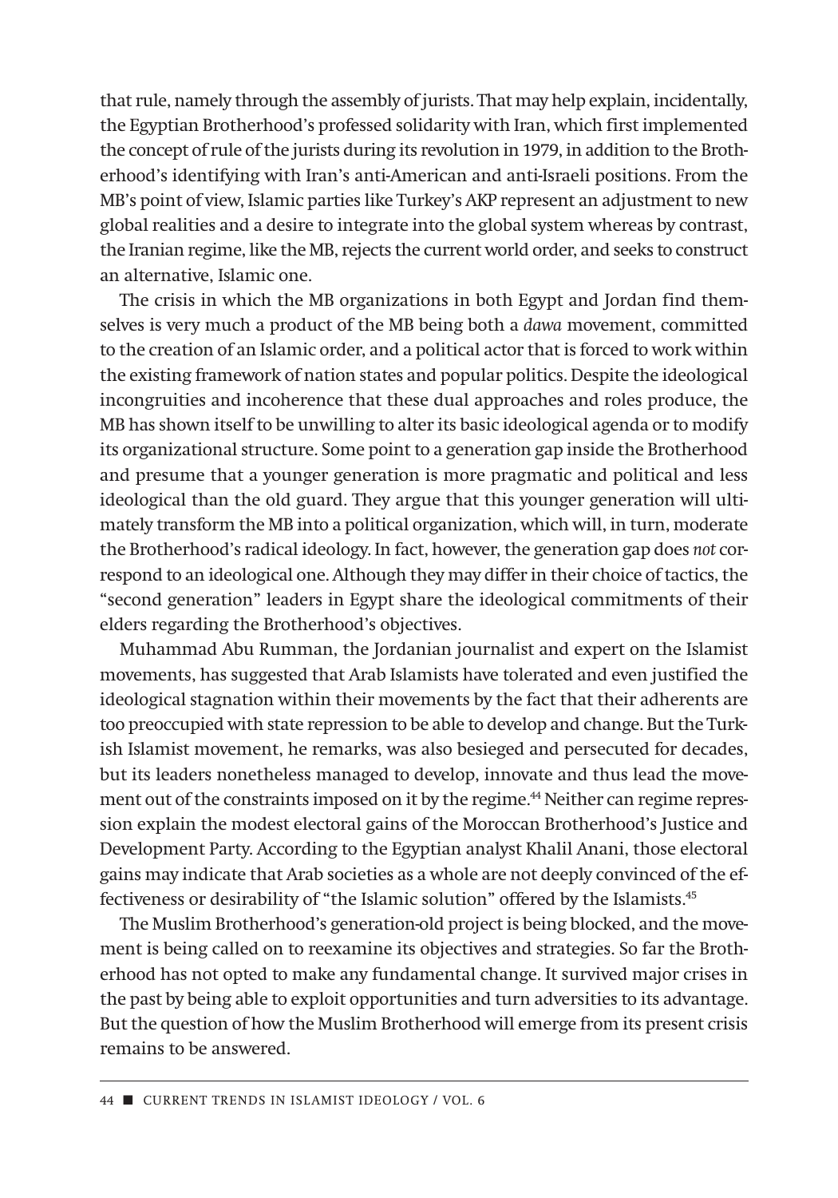that rule, namely through the assembly of jurists. That may help explain, incidentally, the Egyptian Brotherhood's professed solidarity with Iran, which first implemented the concept of rule of the jurists during its revolution in 1979, in addition to the Brotherhood's identifying with Iran's anti-American and anti-Israeli positions. From the MB's point of view, Islamic parties like Turkey's AKP represent an adjustment to new global realities and a desire to integrate into the global system whereas by contrast, the Iranian regime, like the MB, rejects the current world order, and seeks to construct an alternative, Islamic one.

The crisis in which the MB organizations in both Egypt and Jordan find themselves is very much a product of the MB being both a *dawa* movement, committed to the creation of an Islamic order, and a political actor that is forced to work within the existing framework of nation states and popular politics. Despite the ideological incongruities and incoherence that these dual approaches and roles produce, the MB has shown itself to be unwilling to alter its basic ideological agenda or to modify its organizational structure. Some point to a generation gap inside the Brotherhood and presume that a younger generation is more pragmatic and political and less ideological than the old guard. They argue that this younger generation will ultimately transform the MB into a political organization, which will, in turn, moderate the Brotherhood's radical ideology. In fact, however, the generation gap does *not* correspond to an ideological one. Although they may differ in their choice of tactics, the "second generation" leaders in Egypt share the ideological commitments of their elders regarding the Brotherhood's objectives.

Muhammad Abu Rumman, the Jordanian journalist and expert on the Islamist movements, has suggested that Arab Islamists have tolerated and even justified the ideological stagnation within their movements by the fact that their adherents are too preoccupied with state repression to be able to develop and change. But the Turkish Islamist movement, he remarks, was also besieged and persecuted for decades, but its leaders nonetheless managed to develop, innovate and thus lead the movement out of the constraints imposed on it by the regime.[44] Neither can regime repression explain the modest electoral gains of the Moroccan Brotherhood's Justice and Development Party. According to the Egyptian analyst Khalil Anani, those electoral gains may indicate that Arab societies as a whole are not deeply convinced of the effectiveness or desirability of "the Islamic solution" offered by the Islamists.[45]

The Muslim Brotherhood's generation-old project is being blocked, and the movement is being called on to reexamine its objectives and strategies. So far the Brotherhood has not opted to make any fundamental change. It survived major crises in the past by being able to exploit opportunities and turn adversities to its advantage. But the question of how the Muslim Brotherhood will emerge from its present crisis remains to be answered.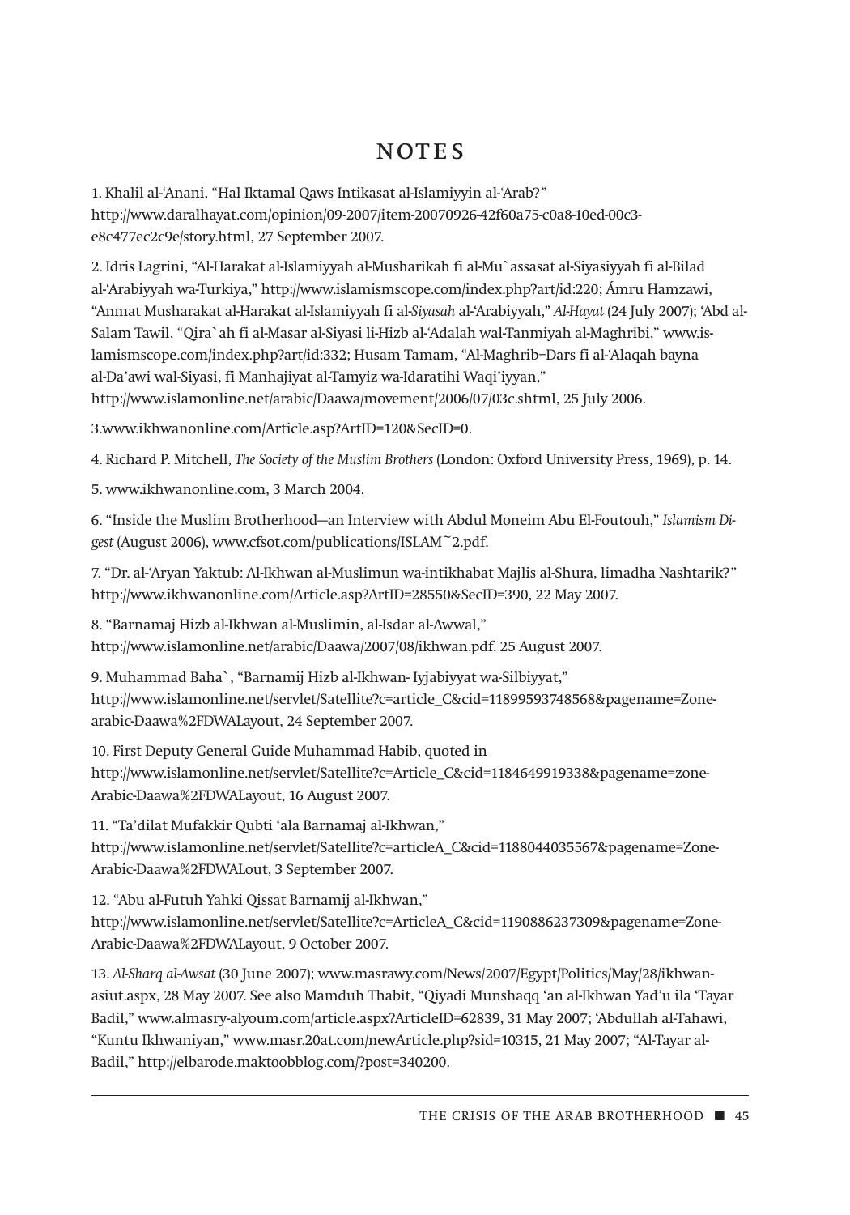## NOTES

1. Khalil al-'Anani, "Hal Iktamal Qaws Intikasat al-Islamiyyin al-'Arab?" http://www.daralhayat.com/opinion/09-2007/item-20070926-42f60a75-c0a8-10ed-00c3-e8c477ec2c9e/story.html, 27 September 2007.

2. Idris Lagrini, "Al-Harakat al-Islamiyyah al-Musharikah fi al-Mu`assasat al-Siyasiyyah fi al-Bilad al-'Arabiyyah wa-Turkiya," http://www.islamismscope.com/index.php?art/id:220; Ámru Hamzawi, "Anmat Musharakat al-Harakat al-Islamiyyah fi al-*Siyasah* al-'Arabiyyah," *Al-Hayat* (24 July 2007); 'Abd al-Salam Tawil, "Qira`ah fi al-Masar al-Siyasi li-Hizb al-'Adalah wal-Tanmiyah al-Maghribi," www.islamismscope.com/index.php?art/id:332; Husam Tamam, "Al-Maghrib–Dars fi al-'Alaqah bayna al-Da'awi wal-Siyasi, fi Manhajiyat al-Tamyiz wa-Idaratihi Waqi'iyyan," http://www.islamonline.net/arabic/Daawa/movement/2006/07/03c.shtml, 25 July 2006.

3.www.ikhwanonline.com/Article.asp?ArtID=120&SecID=0.

4. Richard P. Mitchell, *The Society of the Muslim Brothers* (London: Oxford University Press, 1969), p. 14.

5. www.ikhwanonline.com, 3 March 2004.

6. "Inside the Muslim Brotherhood—an Interview with Abdul Moneim Abu El-Foutouh," *Islamism Digest* (August 2006), www.cfsot.com/publications/ISLAM~2.pdf.

7. "Dr. al-'Aryan Yaktub: Al-Ikhwan al-Muslimun wa-intikhabat Majlis al-Shura, limadha Nashtarik?" http://www.ikhwanonline.com/Article.asp?ArtID=28550&SecID=390, 22 May 2007.

8. "Barnamaj Hizb al-Ikhwan al-Muslimin, al-Isdar al-Awwal," http://www.islamonline.net/arabic/Daawa/2007/08/ikhwan.pdf. 25 August 2007.

9. Muhammad Baha`, "Barnamij Hizb al-Ikhwan- Iyjabiyyat wa-Silbiyyat," http://www.islamonline.net/servlet/Satellite?c=article_C&cid=11899593748568&pagename=Zone-arabic-Daawa%2FDWALayout, 24 September 2007.

10. First Deputy General Guide Muhammad Habib, quoted in http://www.islamonline.net/servlet/Satellite?c=Article_C&cid=1184649919338&pagename=zone-Arabic-Daawa%2FDWALayout, 16 August 2007.

11. "Ta'dilat Mufakkir Qubti 'ala Barnamaj al-Ikhwan," http://www.islamonline.net/servlet/Satellite?c=articleA_C&cid=1188044035567&pagename=Zone-Arabic-Daawa%2FDWALout, 3 September 2007.

12. "Abu al-Futuh Yahki Qissat Barnamij al-Ikhwan," http://www.islamonline.net/servlet/Satellite?c=ArticleA_C&cid=1190886237309&pagename=Zone-Arabic-Daawa%2FDWALayout, 9 October 2007.

13. *Al-Sharq al-Awsat* (30 June 2007); www.masrawy.com/News/2007/Egypt/Politics/May/28/ikhwan-asiut.aspx, 28 May 2007. See also Mamduh Thabit, "Qiyadi Munshaqq 'an al-Ikhwan Yad'u ila 'Tayar Badil," www.almasry-alyoum.com/article.aspx?ArticleID=62839, 31 May 2007; 'Abdullah al-Tahawi, "Kuntu Ikhwaniyan," www.masr.20at.com/newArticle.php?sid=10315, 21 May 2007; "Al-Tayar al-Badil," http://elbarode.maktoobblog.com/?post=340200.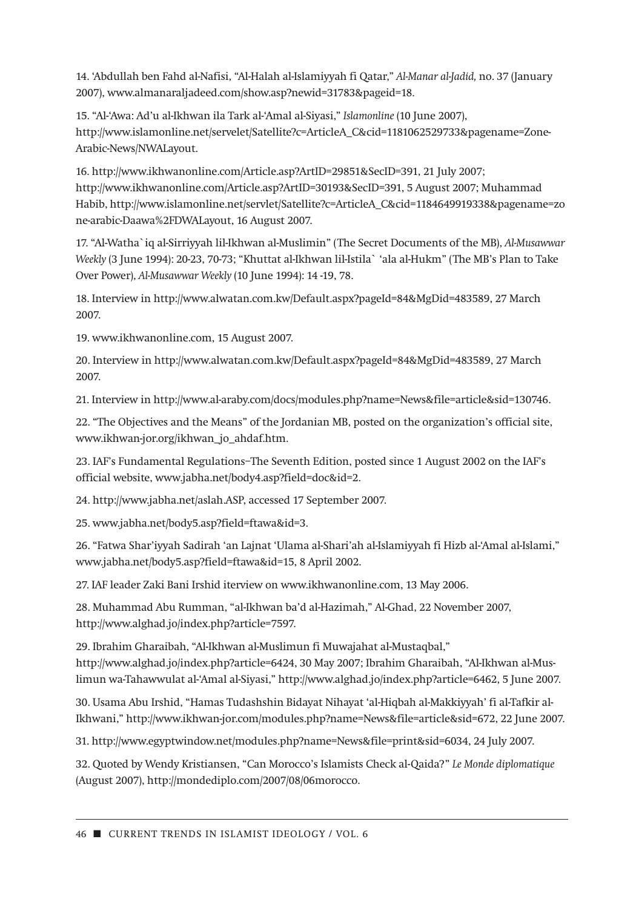14. 'Abdullah ben Fahd al-Nafisi, "Al-Halah al-Islamiyyah fi Qatar," *Al-Manar al-Jadid,* no. 37 (January 2007), www.almanaraljadeed.com/show.asp?newid=31783&pageid=18.

15. "Al-'Awa: Ad'u al-Ikhwan ila Tark al-'Amal al-Siyasi," *Islamonline* (10 June 2007), http://www.islamonline.net/servelet/Satellite?c=ArticleA_C&cid=1181062529733&pagename=Zone-Arabic-News/NWALayout.

16. http://www.ikhwanonline.com/Article.asp?ArtID=29851&SecID=391, 21 July 2007; http://www.ikhwanonline.com/Article.asp?ArtID=30193&SecID=391, 5 August 2007; Muhammad Habib, http://www.islamonline.net/servlet/Satellite?c=ArticleA_C&cid=1184649919338&pagename=zone-arabic-Daawa%2FDWALayout, 16 August 2007.

17. "Al-Watha`iq al-Sirriyyah lil-Ikhwan al-Muslimin" (The Secret Documents of the MB), *Al-Musawwar Weekly* (3 June 1994): 20-23, 70-73; "Khuttat al-Ikhwan lil-Istila` 'ala al-Hukm" (The MB's Plan to Take Over Power), *Al-Musawwar Weekly* (10 June 1994): 14 -19, 78.

18. Interview in http://www.alwatan.com.kw/Default.aspx?pageId=84&MgDid=483589, 27 March 2007.

19. www.ikhwanonline.com, 15 August 2007.

20. Interview in http://www.alwatan.com.kw/Default.aspx?pageId=84&MgDid=483589, 27 March 2007.

21. Interview in http://www.al-araby.com/docs/modules.php?name=News&file=article&sid=130746.

22. "The Objectives and the Means" of the Jordanian MB, posted on the organization's official site, www.ikhwan-jor.org/ikhwan_jo_ahdaf.htm.

23. IAF's Fundamental Regulations–The Seventh Edition, posted since 1 August 2002 on the IAF's official website, www.jabha.net/body4.asp?field=doc&id=2.

24. http://www.jabha.net/aslah.ASP, accessed 17 September 2007.

25. www.jabha.net/body5.asp?field=ftawa&id=3.

26. "Fatwa Shar'iyyah Sadirah 'an Lajnat 'Ulama al-Shari'ah al-Islamiyyah fi Hizb al-'Amal al-Islami," www.jabha.net/body5.asp?field=ftawa&id=15, 8 April 2002.

27. IAF leader Zaki Bani Irshid iterview on www.ikhwanonline.com, 13 May 2006.

28. Muhammad Abu Rumman, "al-Ikhwan ba'd al-Hazimah," Al-Ghad, 22 November 2007, http://www.alghad.jo/index.php?article=7597.

29. Ibrahim Gharaibah, "Al-Ikhwan al-Muslimun fi Muwajahat al-Mustaqbal," http://www.alghad.jo/index.php?article=6424, 30 May 2007; Ibrahim Gharaibah, "Al-Ikhwan al-Muslimun wa-Tahawwulat al-'Amal al-Siyasi," http://www.alghad.jo/index.php?article=6462, 5 June 2007.

30. Usama Abu Irshid, "Hamas Tudashshin Bidayat Nihayat 'al-Hiqbah al-Makkiyyah' fi al-Tafkir al-Ikhwani," http://www.ikhwan-jor.com/modules.php?name=News&file=article&sid=672, 22 June 2007.

31. http://www.egyptwindow.net/modules.php?name=News&file=print&sid=6034, 24 July 2007.

32. Quoted by Wendy Kristiansen, "Can Morocco's Islamists Check al-Qaida?" *Le Monde diplomatique* (August 2007), http://mondediplo.com/2007/08/06morocco.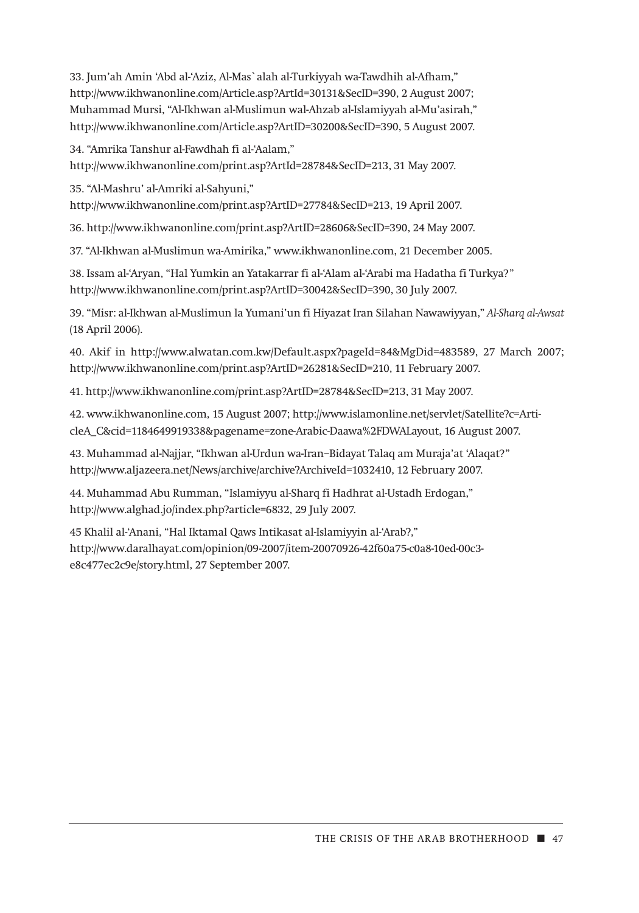33. Jum'ah Amin 'Abd al-'Aziz, Al-Mas`alah al-Turkiyyah wa-Tawdhih al-Afham," http://www.ikhwanonline.com/Article.asp?ArtId=30131&SecID=390, 2 August 2007; Muhammad Mursi, "Al-Ikhwan al-Muslimun wal-Ahzab al-Islamiyyah al-Mu'asirah," http://www.ikhwanonline.com/Article.asp?ArtID=30200&SecID=390, 5 August 2007.

34. "Amrika Tanshur al-Fawdhah fi al-'Aalam," http://www.ikhwanonline.com/print.asp?ArtId=28784&SecID=213, 31 May 2007.

35. "Al-Mashru' al-Amriki al-Sahyuni," http://www.ikhwanonline.com/print.asp?ArtID=27784&SecID=213, 19 April 2007.

36. http://www.ikhwanonline.com/print.asp?ArtID=28606&SecID=390, 24 May 2007.

37. "Al-Ikhwan al-Muslimun wa-Amirika," www.ikhwanonline.com, 21 December 2005.

38. Issam al-'Aryan, "Hal Yumkin an Yatakarrar fi al-'Alam al-'Arabi ma Hadatha fi Turkya?" http://www.ikhwanonline.com/print.asp?ArtID=30042&SecID=390, 30 July 2007.

39. "Misr: al-Ikhwan al-Muslimun la Yumani'un fi Hiyazat Iran Silahan Nawawiyyan," *Al-Sharq al-Awsat* (18 April 2006).

40. Akif in http://www.alwatan.com.kw/Default.aspx?pageId=84&MgDid=483589, 27 March 2007; http://www.ikhwanonline.com/print.asp?ArtID=26281&SecID=210, 11 February 2007.

41. http://www.ikhwanonline.com/print.asp?ArtID=28784&SecID=213, 31 May 2007.

42. www.ikhwanonline.com, 15 August 2007; http://www.islamonline.net/servlet/Satellite?c=ArticleA_C&cid=1184649919338&pagename=zone-Arabic-Daawa%2FDWALayout, 16 August 2007.

43. Muhammad al-Najjar, "Ikhwan al-Urdun wa-Iran–Bidayat Talaq am Muraja'at 'Alaqat?" http://www.aljazeera.net/News/archive/archive?ArchiveId=1032410, 12 February 2007.

44. Muhammad Abu Rumman, "Islamiyyu al-Sharq fi Hadhrat al-Ustadh Erdogan," http://www.alghad.jo/index.php?article=6832, 29 July 2007.

45 Khalil al-'Anani, "Hal Iktamal Qaws Intikasat al-Islamiyyin al-'Arab?," http://www.daralhayat.com/opinion/09-2007/item-20070926-42f60a75-c0a8-10ed-00c3-e8c477ec2c9e/story.html, 27 September 2007.